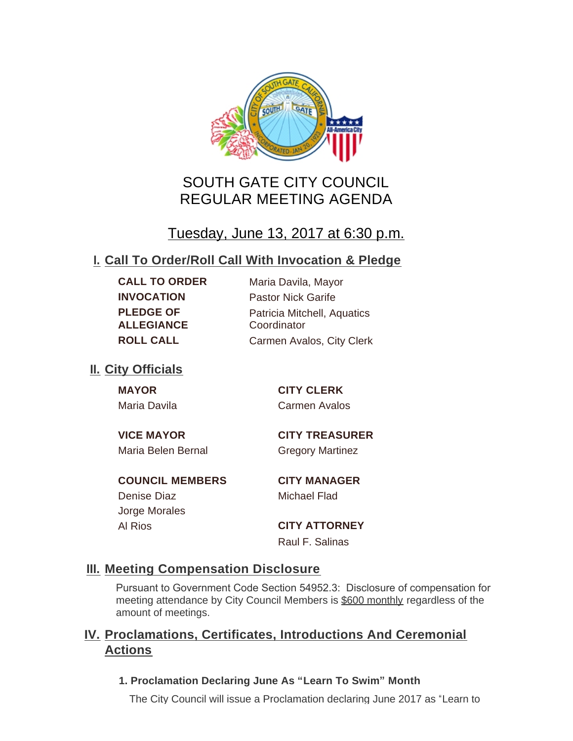# SOUTH GATE CITY COUNCIL
# REGULAR MEETING AGENDA

Tuesday, June 13, 2017 at 6:30 p.m.

## I. Call To Order/Roll Call With Invocation & Pledge

| | |
|---|---|
| **CALL TO ORDER** | Maria Davila, Mayor |
| **INVOCATION** | Pastor Nick Garife |
| **PLEDGE OF ALLEGIANCE** | Patricia Mitchell, Aquatics Coordinator |
| **ROLL CALL** | Carmen Avalos, City Clerk |

## II. City Officials

**MAYOR**
Maria Davila

**VICE MAYOR**
Maria Belen Bernal

**COUNCIL MEMBERS**
Denise Diaz
Jorge Morales
Al Rios

**CITY CLERK**
Carmen Avalos

**CITY TREASURER**
Gregory Martinez

**CITY MANAGER**
Michael Flad

**CITY ATTORNEY**
Raul F. Salinas

## III. Meeting Compensation Disclosure

Pursuant to Government Code Section 54952.3: Disclosure of compensation for meeting attendance by City Council Members is $600 monthly regardless of the amount of meetings.

## IV. Proclamations, Certificates, Introductions And Ceremonial Actions

### 1. Proclamation Declaring June As "Learn To Swim" Month

The City Council will issue a Proclamation declaring June 2017 as "Learn to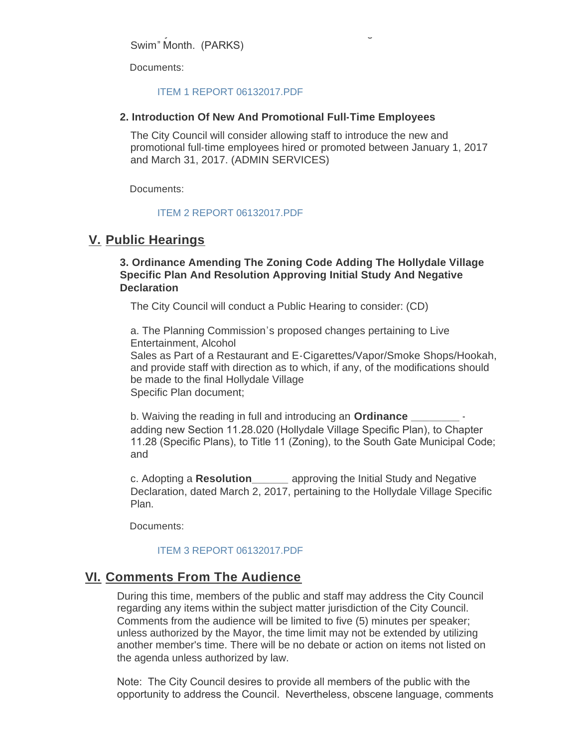Swim" Month. (PARKS)

Documents:

ITEM 1 REPORT 06132017.PDF

**2. Introduction Of New And Promotional Full-Time Employees**

The City Council will consider allowing staff to introduce the new and promotional full-time employees hired or promoted between January 1, 2017 and March 31, 2017. (ADMIN SERVICES)

Documents:

ITEM 2 REPORT 06132017.PDF

## V. Public Hearings

**3. Ordinance Amending The Zoning Code Adding The Hollydale Village Specific Plan And Resolution Approving Initial Study And Negative Declaration**

The City Council will conduct a Public Hearing to consider: (CD)

a. The Planning Commission's proposed changes pertaining to Live Entertainment, Alcohol
Sales as Part of a Restaurant and E-Cigarettes/Vapor/Smoke Shops/Hookah, and provide staff with direction as to which, if any, of the modifications should be made to the final Hollydale Village
Specific Plan document;

b. Waiving the reading in full and introducing an **Ordinance \_\_\_\_\_\_\_\_** - adding new Section 11.28.020 (Hollydale Village Specific Plan), to Chapter 11.28 (Specific Plans), to Title 11 (Zoning), to the South Gate Municipal Code; and

c. Adopting a **Resolution\_\_\_\_\_\_** approving the Initial Study and Negative Declaration, dated March 2, 2017, pertaining to the Hollydale Village Specific Plan.

Documents:

ITEM 3 REPORT 06132017.PDF

## VI. Comments From The Audience

During this time, members of the public and staff may address the City Council regarding any items within the subject matter jurisdiction of the City Council. Comments from the audience will be limited to five (5) minutes per speaker; unless authorized by the Mayor, the time limit may not be extended by utilizing another member's time. There will be no debate or action on items not listed on the agenda unless authorized by law.

Note: The City Council desires to provide all members of the public with the opportunity to address the Council. Nevertheless, obscene language, comments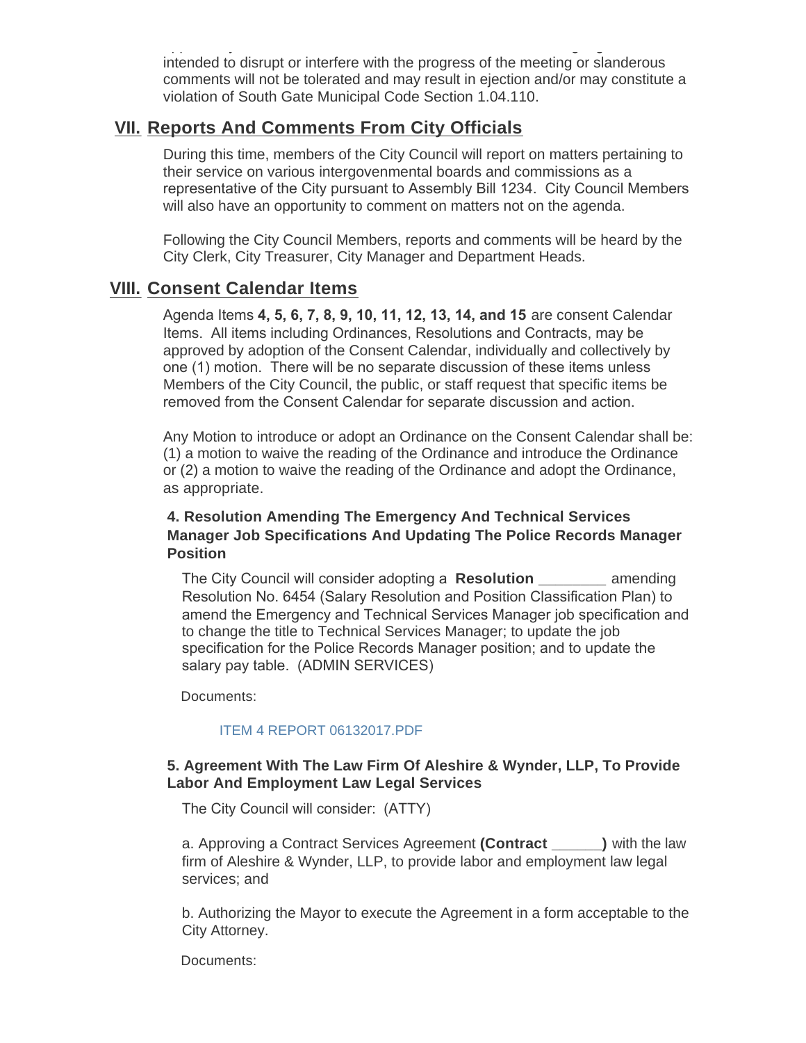intended to disrupt or interfere with the progress of the meeting or slanderous comments will not be tolerated and may result in ejection and/or may constitute a violation of South Gate Municipal Code Section 1.04.110.

## VII. Reports And Comments From City Officials

During this time, members of the City Council will report on matters pertaining to their service on various intergovenmental boards and commissions as a representative of the City pursuant to Assembly Bill 1234. City Council Members will also have an opportunity to comment on matters not on the agenda.

Following the City Council Members, reports and comments will be heard by the City Clerk, City Treasurer, City Manager and Department Heads.

## VIII. Consent Calendar Items

Agenda Items **4, 5, 6, 7, 8, 9, 10, 11, 12, 13, 14, and 15** are consent Calendar Items. All items including Ordinances, Resolutions and Contracts, may be approved by adoption of the Consent Calendar, individually and collectively by one (1) motion. There will be no separate discussion of these items unless Members of the City Council, the public, or staff request that specific items be removed from the Consent Calendar for separate discussion and action.

Any Motion to introduce or adopt an Ordinance on the Consent Calendar shall be: (1) a motion to waive the reading of the Ordinance and introduce the Ordinance or (2) a motion to waive the reading of the Ordinance and adopt the Ordinance, as appropriate.

### 4. Resolution Amending The Emergency And Technical Services Manager Job Specifications And Updating The Police Records Manager Position

The City Council will consider adopting a **Resolution ________** amending Resolution No. 6454 (Salary Resolution and Position Classification Plan) to amend the Emergency and Technical Services Manager job specification and to change the title to Technical Services Manager; to update the job specification for the Police Records Manager position; and to update the salary pay table. (ADMIN SERVICES)

Documents:

ITEM 4 REPORT 06132017.PDF

### 5. Agreement With The Law Firm Of Aleshire & Wynder, LLP, To Provide Labor And Employment Law Legal Services

The City Council will consider: (ATTY)

a. Approving a Contract Services Agreement **(Contract ______)** with the law firm of Aleshire & Wynder, LLP, to provide labor and employment law legal services; and

b. Authorizing the Mayor to execute the Agreement in a form acceptable to the City Attorney.

Documents: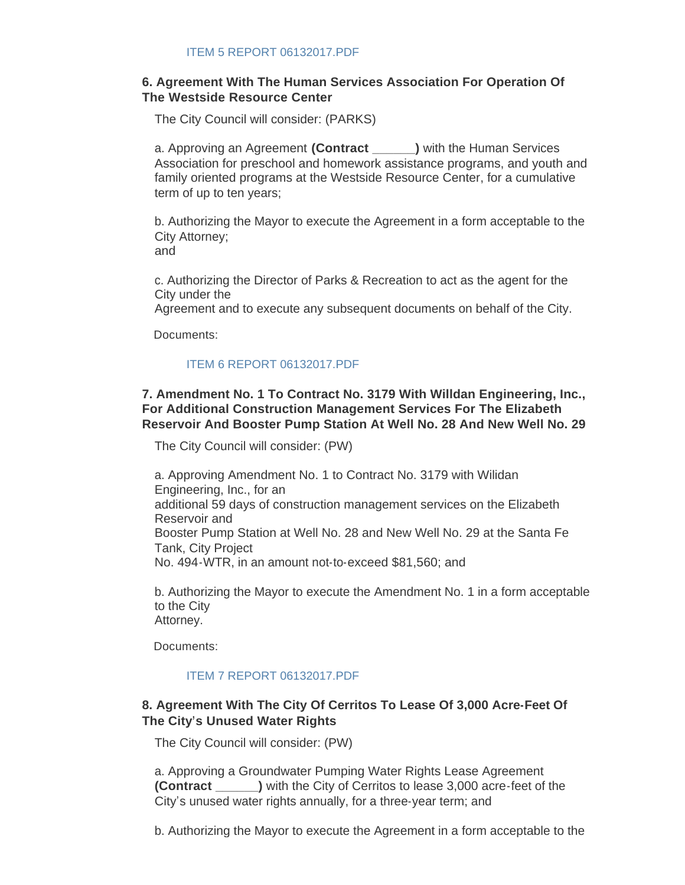ITEM 5 REPORT 06132017.PDF

### 6. Agreement With The Human Services Association For Operation Of The Westside Resource Center

The City Council will consider: (PARKS)

a. Approving an Agreement **(Contract ______)** with the Human Services Association for preschool and homework assistance programs, and youth and family oriented programs at the Westside Resource Center, for a cumulative term of up to ten years;

b. Authorizing the Mayor to execute the Agreement in a form acceptable to the City Attorney;
and

c. Authorizing the Director of Parks & Recreation to act as the agent for the City under the
Agreement and to execute any subsequent documents on behalf of the City.

Documents:

ITEM 6 REPORT 06132017.PDF

### 7. Amendment No. 1 To Contract No. 3179 With Willdan Engineering, Inc., For Additional Construction Management Services For The Elizabeth Reservoir And Booster Pump Station At Well No. 28 And New Well No. 29

The City Council will consider: (PW)

a. Approving Amendment No. 1 to Contract No. 3179 with Wilidan Engineering, Inc., for an
additional 59 days of construction management services on the Elizabeth Reservoir and
Booster Pump Station at Well No. 28 and New Well No. 29 at the Santa Fe Tank, City Project
No. 494-WTR, in an amount not-to-exceed $81,560; and

b. Authorizing the Mayor to execute the Amendment No. 1 in a form acceptable to the City
Attorney.

Documents:

ITEM 7 REPORT 06132017.PDF

### 8. Agreement With The City Of Cerritos To Lease Of 3,000 Acre-Feet Of The City's Unused Water Rights

The City Council will consider: (PW)

a. Approving a Groundwater Pumping Water Rights Lease Agreement **(Contract ______)** with the City of Cerritos to lease 3,000 acre-feet of the City's unused water rights annually, for a three-year term; and

b. Authorizing the Mayor to execute the Agreement in a form acceptable to the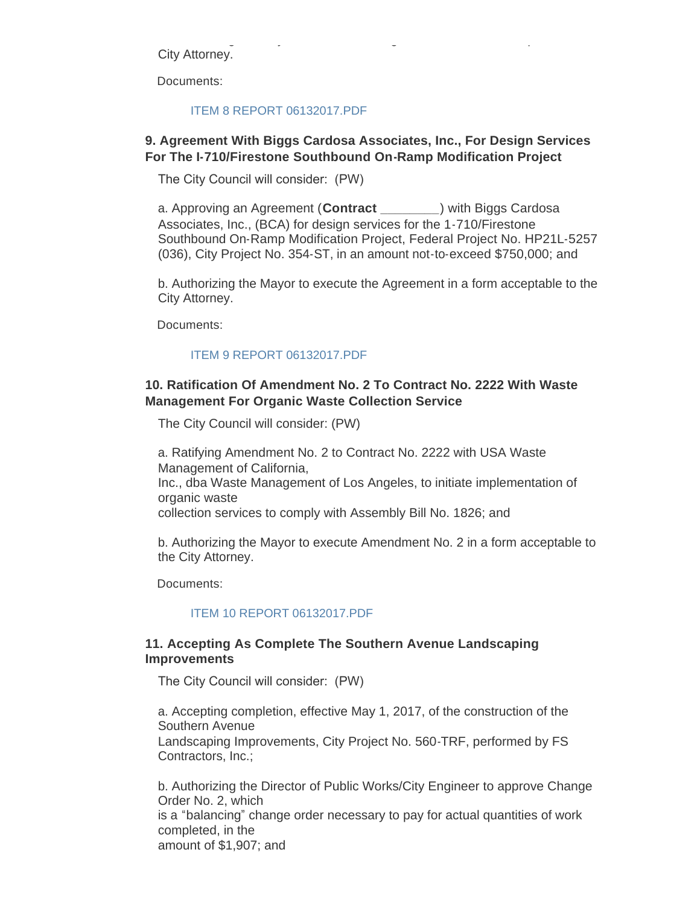City Attorney.

Documents:

ITEM 8 REPORT 06132017.PDF

**9. Agreement With Biggs Cardosa Associates, Inc., For Design Services For The I-710/Firestone Southbound On-Ramp Modification Project**

The City Council will consider: (PW)

a. Approving an Agreement (**Contract ________**) with Biggs Cardosa Associates, Inc., (BCA) for design services for the 1-710/Firestone Southbound On-Ramp Modification Project, Federal Project No. HP21L-5257 (036), City Project No. 354-ST, in an amount not-to-exceed $750,000; and

b. Authorizing the Mayor to execute the Agreement in a form acceptable to the City Attorney.

Documents:

ITEM 9 REPORT 06132017.PDF

**10. Ratification Of Amendment No. 2 To Contract No. 2222 With Waste Management For Organic Waste Collection Service**

The City Council will consider: (PW)

a. Ratifying Amendment No. 2 to Contract No. 2222 with USA Waste Management of California,
Inc., dba Waste Management of Los Angeles, to initiate implementation of organic waste
collection services to comply with Assembly Bill No. 1826; and

b. Authorizing the Mayor to execute Amendment No. 2 in a form acceptable to the City Attorney.

Documents:

ITEM 10 REPORT 06132017.PDF

**11. Accepting As Complete The Southern Avenue Landscaping Improvements**

The City Council will consider: (PW)

a. Accepting completion, effective May 1, 2017, of the construction of the Southern Avenue
Landscaping Improvements, City Project No. 560-TRF, performed by FS Contractors, Inc.;

b. Authorizing the Director of Public Works/City Engineer to approve Change Order No. 2, which
is a "balancing" change order necessary to pay for actual quantities of work completed, in the
amount of $1,907; and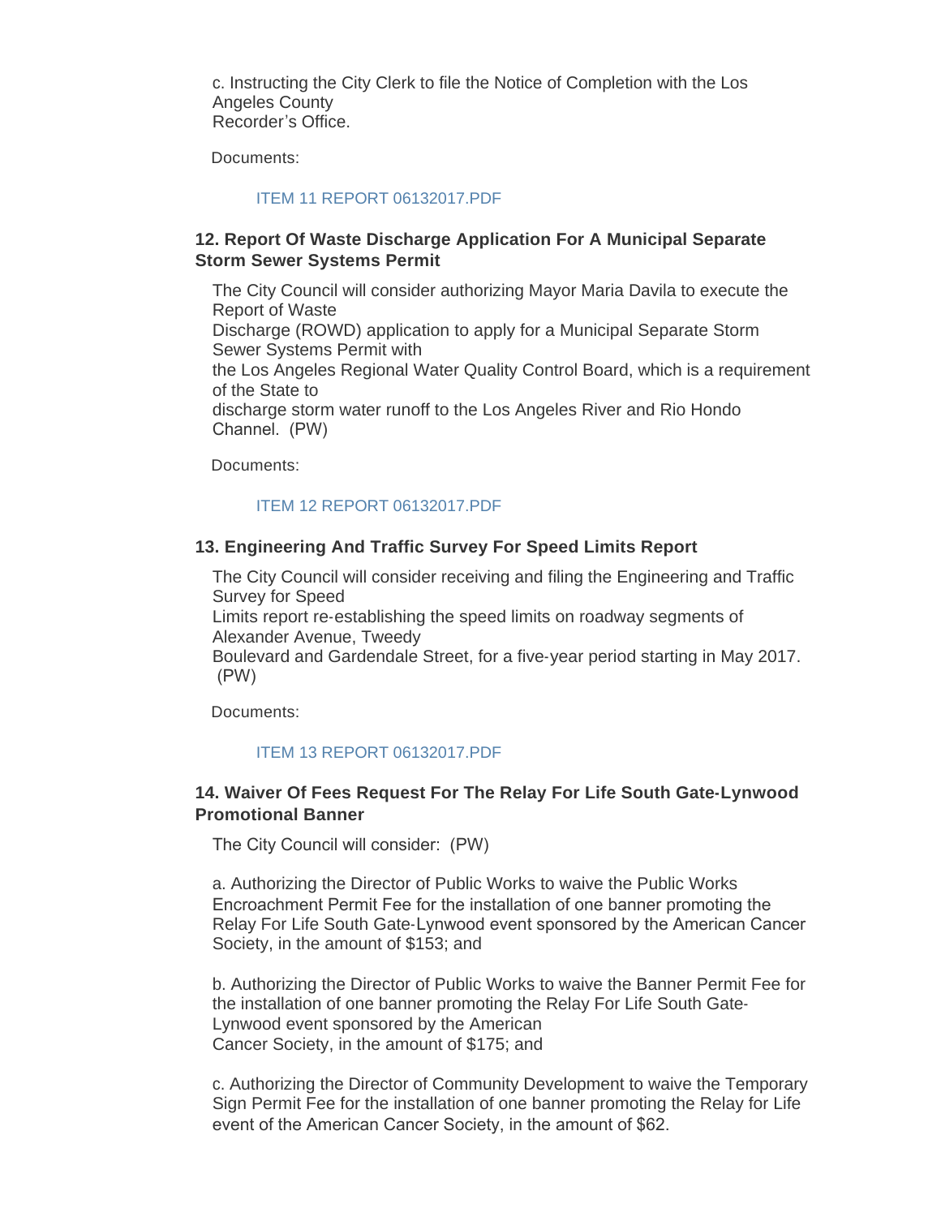c. Instructing the City Clerk to file the Notice of Completion with the Los Angeles County Recorder's Office.

Documents:

ITEM 11 REPORT 06132017.PDF

### 12. Report Of Waste Discharge Application For A Municipal Separate Storm Sewer Systems Permit

The City Council will consider authorizing Mayor Maria Davila to execute the Report of Waste Discharge (ROWD) application to apply for a Municipal Separate Storm Sewer Systems Permit with the Los Angeles Regional Water Quality Control Board, which is a requirement of the State to discharge storm water runoff to the Los Angeles River and Rio Hondo Channel. (PW)

Documents:

ITEM 12 REPORT 06132017.PDF

### 13. Engineering And Traffic Survey For Speed Limits Report

The City Council will consider receiving and filing the Engineering and Traffic Survey for Speed Limits report re-establishing the speed limits on roadway segments of Alexander Avenue, Tweedy Boulevard and Gardendale Street, for a five-year period starting in May 2017. (PW)

Documents:

ITEM 13 REPORT 06132017.PDF

### 14. Waiver Of Fees Request For The Relay For Life South Gate-Lynwood Promotional Banner

The City Council will consider: (PW)

a. Authorizing the Director of Public Works to waive the Public Works Encroachment Permit Fee for the installation of one banner promoting the Relay For Life South Gate-Lynwood event sponsored by the American Cancer Society, in the amount of $153; and

b. Authorizing the Director of Public Works to waive the Banner Permit Fee for the installation of one banner promoting the Relay For Life South Gate-Lynwood event sponsored by the American Cancer Society, in the amount of $175; and

c. Authorizing the Director of Community Development to waive the Temporary Sign Permit Fee for the installation of one banner promoting the Relay for Life event of the American Cancer Society, in the amount of $62.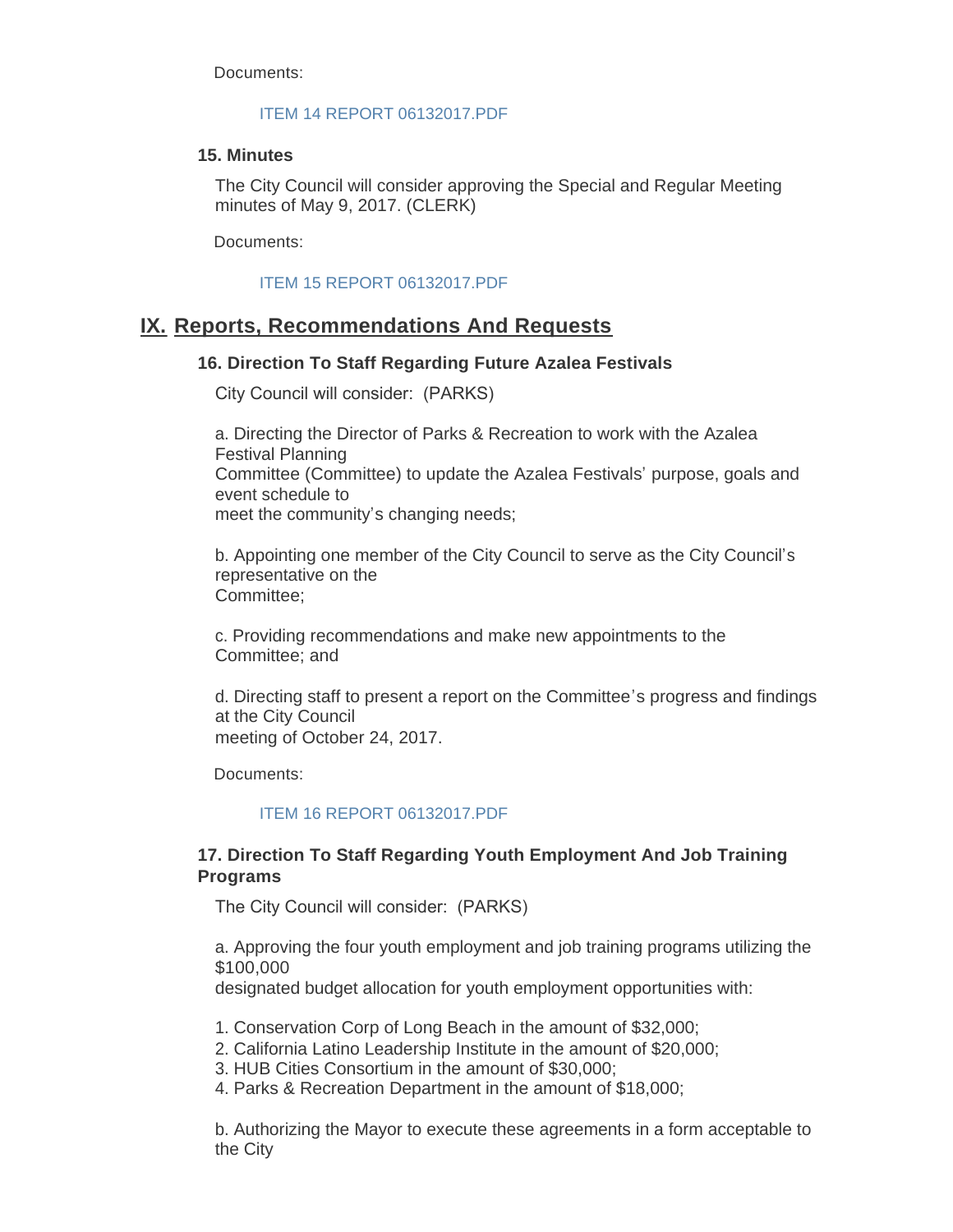Documents:

ITEM 14 REPORT 06132017.PDF

### 15. Minutes

The City Council will consider approving the Special and Regular Meeting minutes of May 9, 2017. (CLERK)

Documents:

ITEM 15 REPORT 06132017.PDF

## IX. Reports, Recommendations And Requests

### 16. Direction To Staff Regarding Future Azalea Festivals

City Council will consider: (PARKS)

a. Directing the Director of Parks & Recreation to work with the Azalea Festival Planning
Committee (Committee) to update the Azalea Festivals' purpose, goals and event schedule to
meet the community's changing needs;

b. Appointing one member of the City Council to serve as the City Council's representative on the
Committee;

c. Providing recommendations and make new appointments to the Committee; and

d. Directing staff to present a report on the Committee's progress and findings at the City Council
meeting of October 24, 2017.

Documents:

ITEM 16 REPORT 06132017.PDF

### 17. Direction To Staff Regarding Youth Employment And Job Training Programs

The City Council will consider: (PARKS)

a. Approving the four youth employment and job training programs utilizing the $100,000
designated budget allocation for youth employment opportunities with:

1. Conservation Corp of Long Beach in the amount of $32,000;
2. California Latino Leadership Institute in the amount of $20,000;
3. HUB Cities Consortium in the amount of $30,000;
4. Parks & Recreation Department in the amount of $18,000;

b. Authorizing the Mayor to execute these agreements in a form acceptable to the City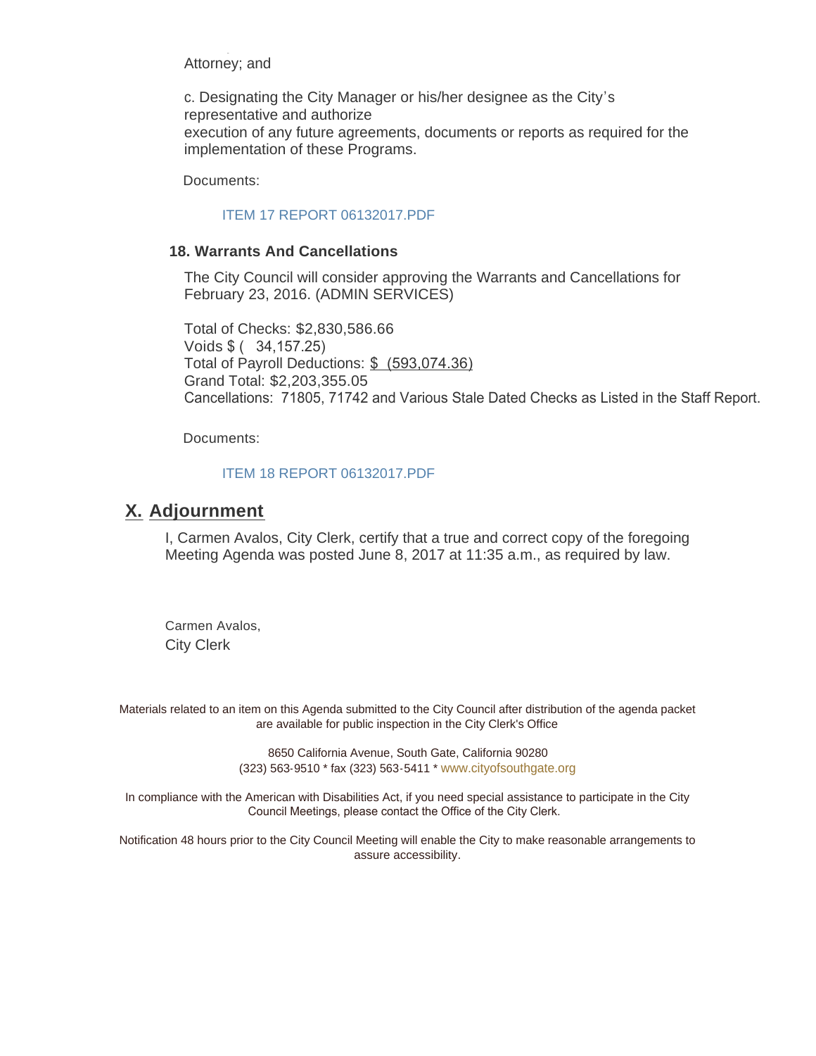Attorney; and

c. Designating the City Manager or his/her designee as the City's representative and authorize
execution of any future agreements, documents or reports as required for the implementation of these Programs.

Documents:

ITEM 17 REPORT 06132017.PDF

### 18. Warrants And Cancellations

The City Council will consider approving the Warrants and Cancellations for February 23, 2016. (ADMIN SERVICES)

Total of Checks: $2,830,586.66
Voids $ ( 34,157.25)
Total of Payroll Deductions: $ (593,074.36)
Grand Total: $2,203,355.05
Cancellations: 71805, 71742 and Various Stale Dated Checks as Listed in the Staff Report.

Documents:

ITEM 18 REPORT 06132017.PDF

## X. Adjournment

I, Carmen Avalos, City Clerk, certify that a true and correct copy of the foregoing Meeting Agenda was posted June 8, 2017 at 11:35 a.m., as required by law.

Carmen Avalos,
City Clerk

Materials related to an item on this Agenda submitted to the City Council after distribution of the agenda packet are available for public inspection in the City Clerk's Office

8650 California Avenue, South Gate, California 90280
(323) 563-9510 * fax (323) 563-5411 * www.cityofsouthgate.org

In compliance with the American with Disabilities Act, if you need special assistance to participate in the City Council Meetings, please contact the Office of the City Clerk.

Notification 48 hours prior to the City Council Meeting will enable the City to make reasonable arrangements to assure accessibility.